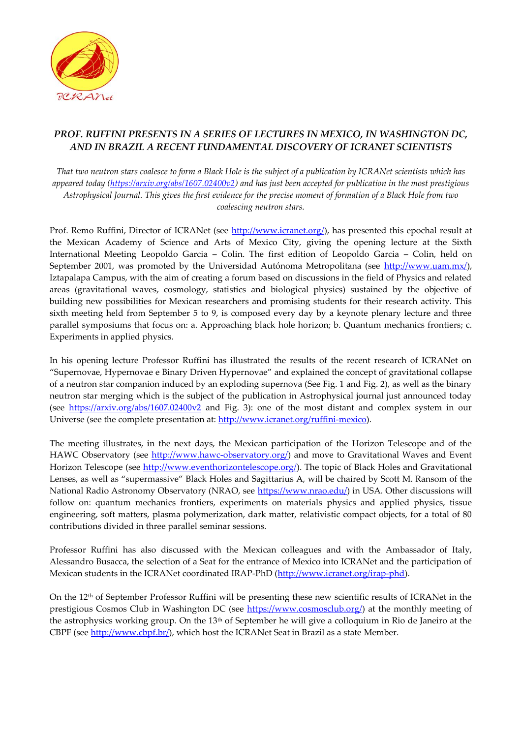### *PROF. RUFFINI PRESENTS IN A SERIES OF LECTURES IN MEXICO, IN WASHINGTON DC, AND IN BRAZIL A RECENT FUNDAMENTAL DISCOVERY OF ICRANET SCIENTISTS*

*That two neutron stars coalesce to form a Black Hole is the subject of a publication by ICRANet scientists which has appeared today ([https://arxiv.org/abs/1607.02400v2](https://arxiv.org/abs/1607.02400v2)) and has just been accepted for publication in the most prestigious Astrophysical Journal. This gives the first evidence for the precise moment of formation of a Black Hole from two coalescing neutron stars.*

Prof. Remo Ruffini, Director of ICRANet (see [http://www.icranet.org/](http://www.icranet.org/)), has presented this epochal result at the Mexican Academy of Science and Arts of Mexico City, giving the opening lecture at the Sixth International Meeting Leopoldo Garcia – Colin. The first edition of Leopoldo Garcia – Colin, held on September 2001, was promoted by the Universidad Autónoma Metropolitana (see [http://www.uam.mx/](http://www.uam.mx/)), Iztapalapa Campus, with the aim of creating a forum based on discussions in the field of Physics and related areas (gravitational waves, cosmology, statistics and biological physics) sustained by the objective of building new possibilities for Mexican researchers and promising students for their research activity. This sixth meeting held from September 5 to 9, is composed every day by a keynote plenary lecture and three parallel symposiums that focus on: a. Approaching black hole horizon; b. Quantum mechanics frontiers; c. Experiments in applied physics.

In his opening lecture Professor Ruffini has illustrated the results of the recent research of ICRANet on “Supernovae, Hypernovae e Binary Driven Hypernovae” and explained the concept of gravitational collapse of a neutron star companion induced by an exploding supernova (See Fig. 1 and Fig. 2), as well as the binary neutron star merging which is the subject of the publication in Astrophysical journal just announced today (see [https://arxiv.org/abs/1607.02400v2](https://arxiv.org/abs/1607.02400v2) and Fig. 3): one of the most distant and complex system in our Universe (see the complete presentation at: [http://www.icranet.org/ruffini-mexico](http://www.icranet.org/ruffini-mexico)).

The meeting illustrates, in the next days, the Mexican participation of the Horizon Telescope and of the HAWC Observatory (see [http://www.hawc-observatory.org/](http://www.hawc-observatory.org/)) and move to Gravitational Waves and Event Horizon Telescope (see [http://www.eventhorizontelescope.org/](http://www.eventhorizontelescope.org/)). The topic of Black Holes and Gravitational Lenses, as well as “supermassive” Black Holes and Sagittarius A, will be chaired by Scott M. Ransom of the National Radio Astronomy Observatory (NRAO, see [https://www.nrao.edu/](https://www.nrao.edu/)) in USA. Other discussions will follow on: quantum mechanics frontiers, experiments on materials physics and applied physics, tissue engineering, soft matters, plasma polymerization, dark matter, relativistic compact objects, for a total of 80 contributions divided in three parallel seminar sessions.

Professor Ruffini has also discussed with the Mexican colleagues and with the Ambassador of Italy, Alessandro Busacca, the selection of a Seat for the entrance of Mexico into ICRANet and the participation of Mexican students in the ICRANet coordinated IRAP-PhD ([http://www.icranet.org/irap-phd](http://www.icranet.org/irap-phd)).

On the 12th of September Professor Ruffini will be presenting these new scientific results of ICRANet in the prestigious Cosmos Club in Washington DC (see [https://www.cosmosclub.org/](https://www.cosmosclub.org/)) at the monthly meeting of the astrophysics working group. On the 13th of September he will give a colloquium in Rio de Janeiro at the CBPF (see [http://www.cbpf.br/](http://www.cbpf.br/)), which host the ICRANet Seat in Brazil as a state Member.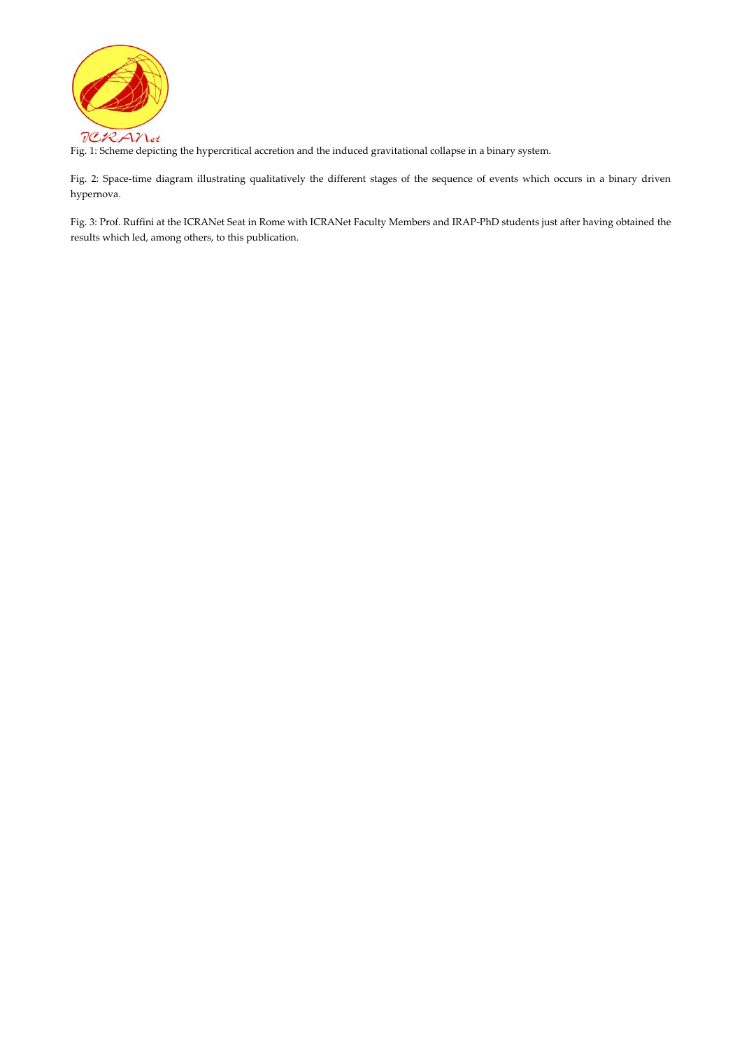Fig. 1: Scheme depicting the hypercritical accretion and the induced gravitational collapse in a binary system.

Fig. 2: Space-time diagram illustrating qualitatively the different stages of the sequence of events which occurs in a binary driven hypernova.

Fig. 3: Prof. Ruffini at the ICRANet Seat in Rome with ICRANet Faculty Members and IRAP-PhD students just after having obtained the results which led, among others, to this publication.